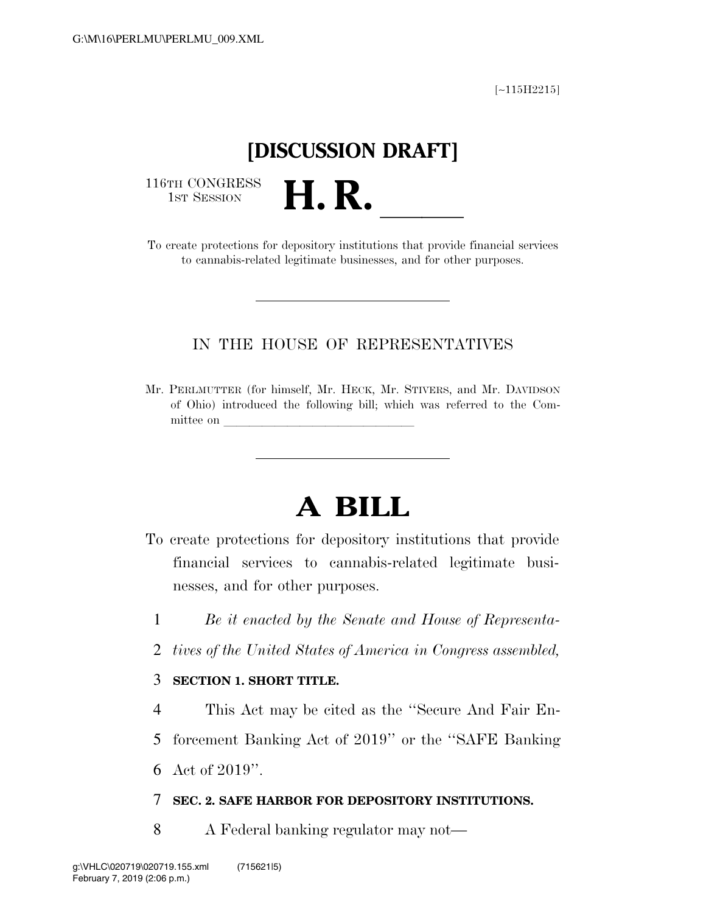[~115H2215]

# [DISCUSSION DRAFT]

116TH CONGRESS
1ST SESSION

# H. R. \_\_\_\_\_

To create protections for depository institutions that provide financial services to cannabis-related legitimate businesses, and for other purposes.

---

IN THE HOUSE OF REPRESENTATIVES

Mr. PERLMUTTER (for himself, Mr. HECK, Mr. STIVERS, and Mr. DAVIDSON of Ohio) introduced the following bill; which was referred to the Committee on \_\_\_\_\_\_\_\_\_\_\_\_\_\_\_\_\_\_\_\_\_\_\_\_

---

# A BILL

To create protections for depository institutions that provide financial services to cannabis-related legitimate businesses, and for other purposes.

1 *Be it enacted by the Senate and House of Representa-*
2 *tives of the United States of America in Congress assembled,*

3 **SECTION 1. SHORT TITLE.**

4 This Act may be cited as the "Secure And Fair En-
5 forcement Banking Act of 2019" or the "SAFE Banking
6 Act of 2019".

7 **SEC. 2. SAFE HARBOR FOR DEPOSITORY INSTITUTIONS.**

8 A Federal banking regulator may not—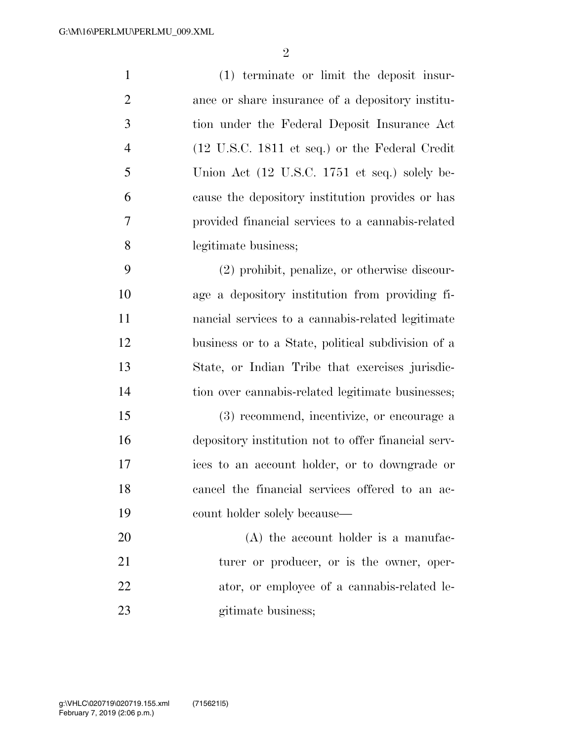(1) terminate or limit the deposit insurance or share insurance of a depository institution under the Federal Deposit Insurance Act (12 U.S.C. 1811 et seq.) or the Federal Credit Union Act (12 U.S.C. 1751 et seq.) solely because the depository institution provides or has provided financial services to a cannabis-related legitimate business;

(2) prohibit, penalize, or otherwise discourage a depository institution from providing financial services to a cannabis-related legitimate business or to a State, political subdivision of a State, or Indian Tribe that exercises jurisdiction over cannabis-related legitimate businesses;

(3) recommend, incentivize, or encourage a depository institution not to offer financial services to an account holder, or to downgrade or cancel the financial services offered to an account holder solely because—

(A) the account holder is a manufacturer or producer, or is the owner, operator, or employee of a cannabis-related legitimate business;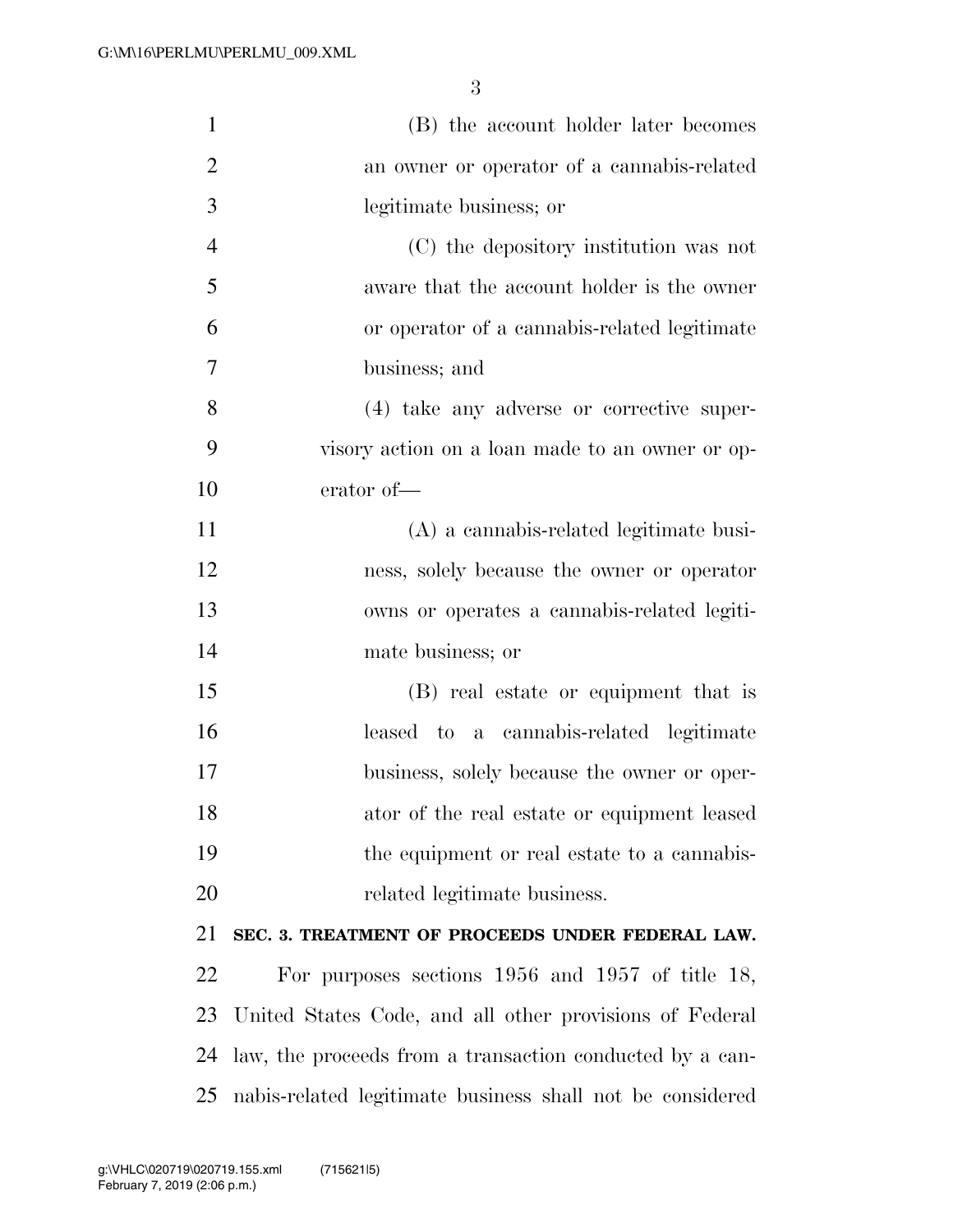(B) the account holder later becomes an owner or operator of a cannabis-related legitimate business; or

(C) the depository institution was not aware that the account holder is the owner or operator of a cannabis-related legitimate business; and

(4) take any adverse or corrective supervisory action on a loan made to an owner or operator of—

(A) a cannabis-related legitimate business, solely because the owner or operator owns or operates a cannabis-related legitimate business; or

(B) real estate or equipment that is leased to a cannabis-related legitimate business, solely because the owner or operator of the real estate or equipment leased the equipment or real estate to a cannabis-related legitimate business.

**SEC. 3. TREATMENT OF PROCEEDS UNDER FEDERAL LAW.**

For purposes sections 1956 and 1957 of title 18, United States Code, and all other provisions of Federal law, the proceeds from a transaction conducted by a cannabis-related legitimate business shall not be considered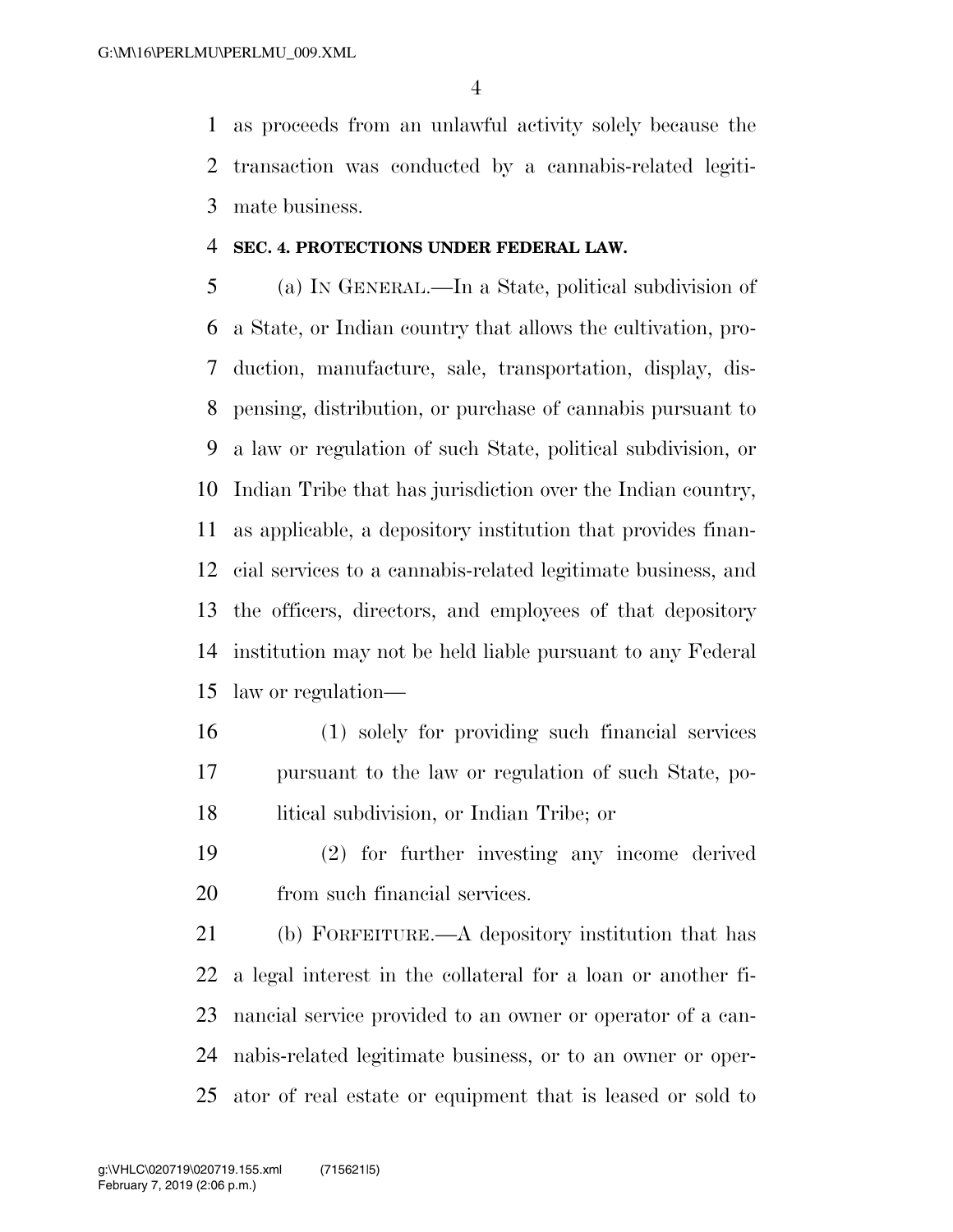as proceeds from an unlawful activity solely because the transaction was conducted by a cannabis-related legitimate business.

**SEC. 4. PROTECTIONS UNDER FEDERAL LAW.**

(a) IN GENERAL.—In a State, political subdivision of a State, or Indian country that allows the cultivation, production, manufacture, sale, transportation, display, dispensing, distribution, or purchase of cannabis pursuant to a law or regulation of such State, political subdivision, or Indian Tribe that has jurisdiction over the Indian country, as applicable, a depository institution that provides financial services to a cannabis-related legitimate business, and the officers, directors, and employees of that depository institution may not be held liable pursuant to any Federal law or regulation—

(1) solely for providing such financial services pursuant to the law or regulation of such State, political subdivision, or Indian Tribe; or

(2) for further investing any income derived from such financial services.

(b) FORFEITURE.—A depository institution that has a legal interest in the collateral for a loan or another financial service provided to an owner or operator of a cannabis-related legitimate business, or to an owner or operator of real estate or equipment that is leased or sold to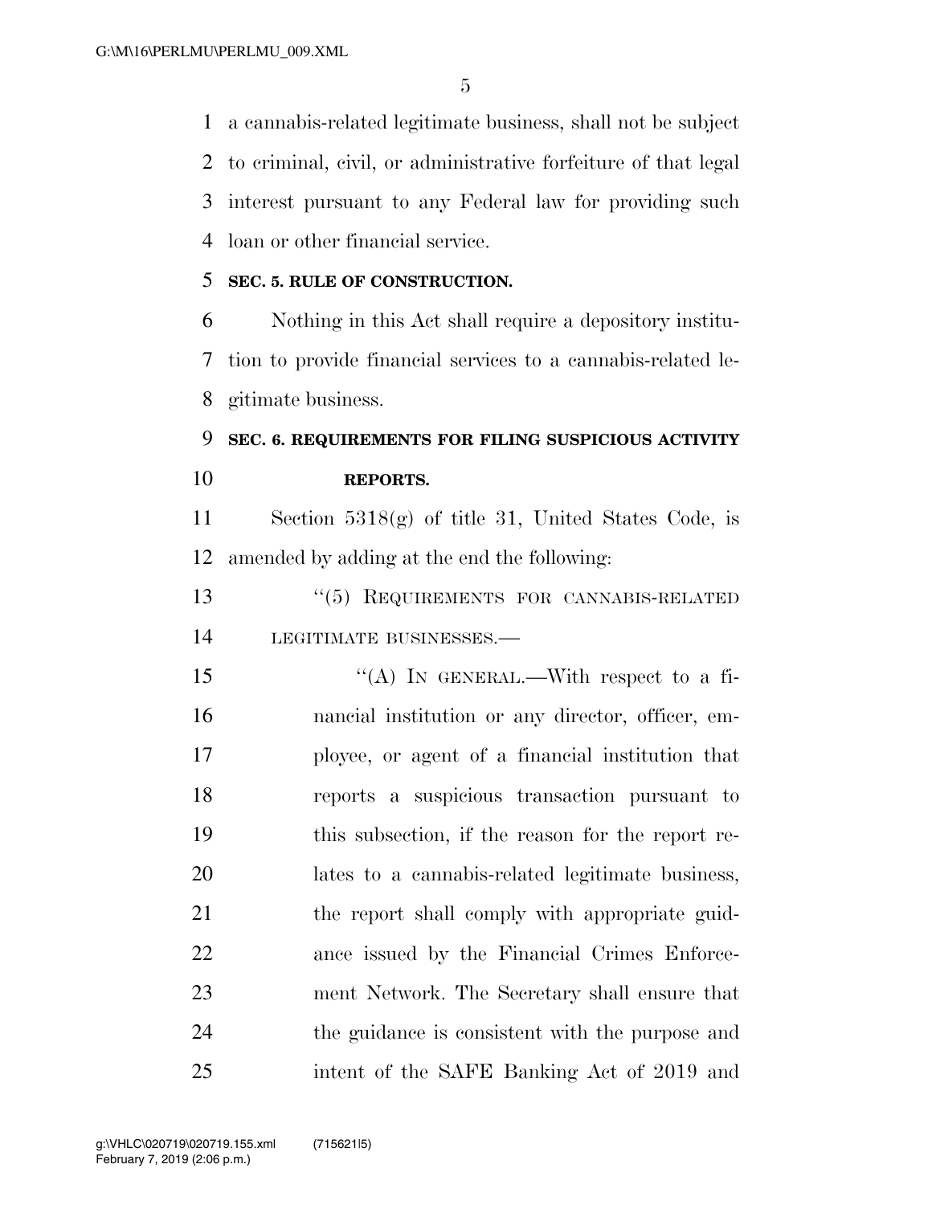a cannabis-related legitimate business, shall not be subject to criminal, civil, or administrative forfeiture of that legal interest pursuant to any Federal law for providing such loan or other financial service.

**SEC. 5. RULE OF CONSTRUCTION.**

Nothing in this Act shall require a depository institution to provide financial services to a cannabis-related legitimate business.

**SEC. 6. REQUIREMENTS FOR FILING SUSPICIOUS ACTIVITY REPORTS.**

Section 5318(g) of title 31, United States Code, is amended by adding at the end the following:

"(5) REQUIREMENTS FOR CANNABIS-RELATED LEGITIMATE BUSINESSES.—

"(A) IN GENERAL.—With respect to a financial institution or any director, officer, employee, or agent of a financial institution that reports a suspicious transaction pursuant to this subsection, if the reason for the report relates to a cannabis-related legitimate business, the report shall comply with appropriate guidance issued by the Financial Crimes Enforcement Network. The Secretary shall ensure that the guidance is consistent with the purpose and intent of the SAFE Banking Act of 2019 and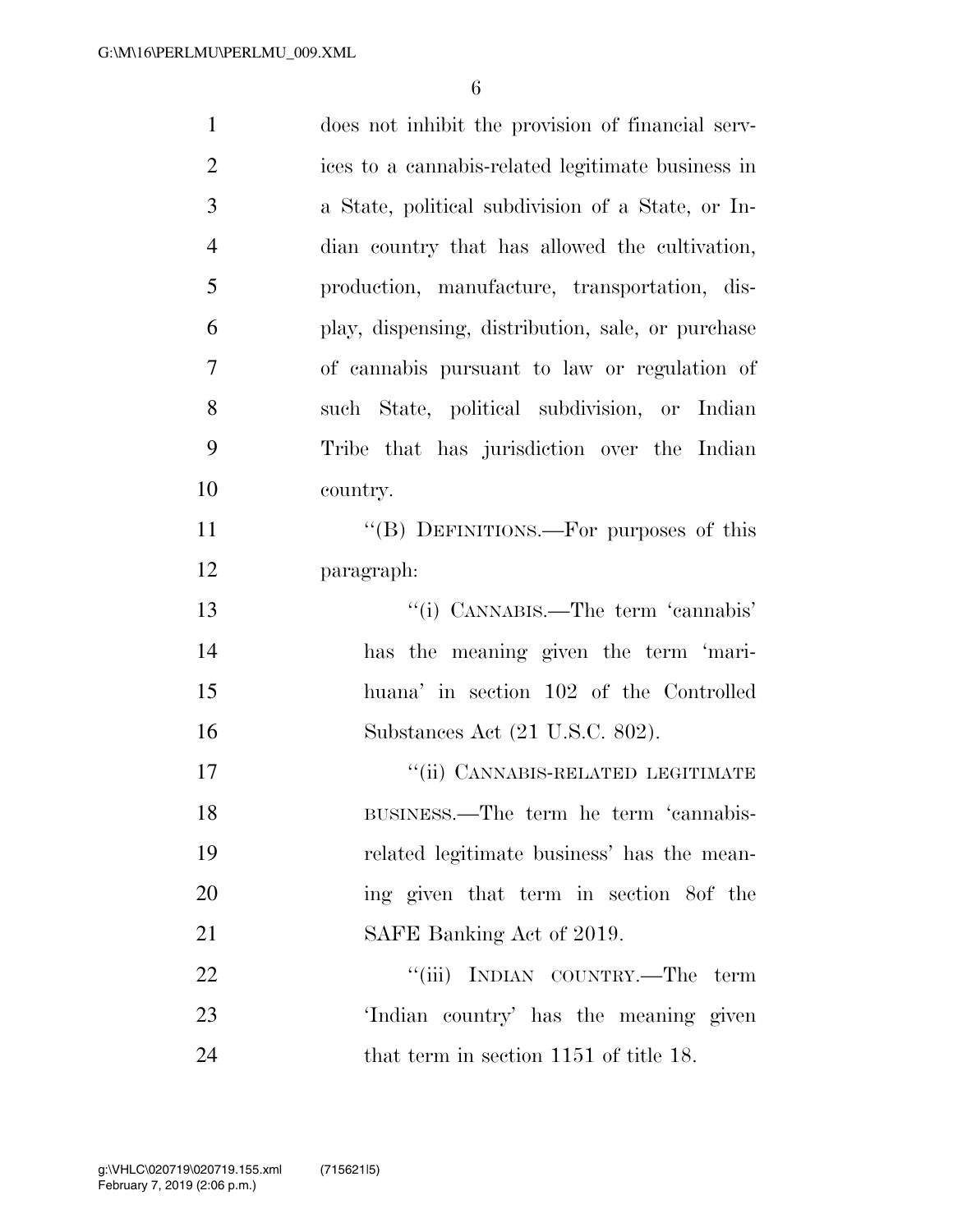does not inhibit the provision of financial services to a cannabis-related legitimate business in a State, political subdivision of a State, or Indian country that has allowed the cultivation, production, manufacture, transportation, display, dispensing, distribution, sale, or purchase of cannabis pursuant to law or regulation of such State, political subdivision, or Indian Tribe that has jurisdiction over the Indian country.

''(B) DEFINITIONS.—For purposes of this paragraph:

''(i) CANNABIS.—The term 'cannabis' has the meaning given the term 'marihuana' in section 102 of the Controlled Substances Act (21 U.S.C. 802).

''(ii) CANNABIS-RELATED LEGITIMATE BUSINESS.—The term he term 'cannabis-related legitimate business' has the meaning given that term in section 8of the SAFE Banking Act of 2019.

''(iii) INDIAN COUNTRY.—The term 'Indian country' has the meaning given that term in section 1151 of title 18.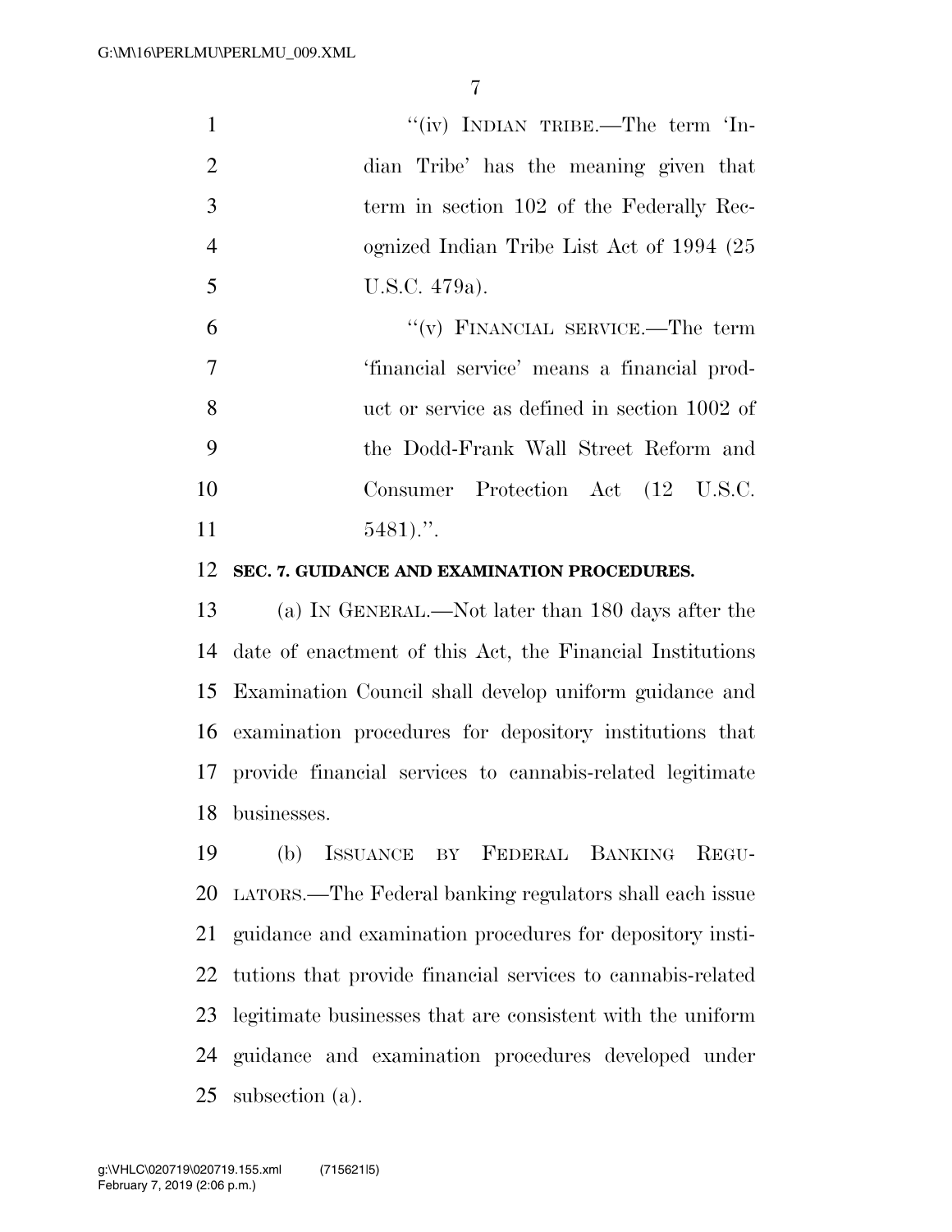"(iv) INDIAN TRIBE.—The term 'Indian Tribe' has the meaning given that term in section 102 of the Federally Recognized Indian Tribe List Act of 1994 (25 U.S.C. 479a).

"(v) FINANCIAL SERVICE.—The term 'financial service' means a financial product or service as defined in section 1002 of the Dodd-Frank Wall Street Reform and Consumer Protection Act (12 U.S.C. 5481).".

**SEC. 7. GUIDANCE AND EXAMINATION PROCEDURES.**

(a) IN GENERAL.—Not later than 180 days after the date of enactment of this Act, the Financial Institutions Examination Council shall develop uniform guidance and examination procedures for depository institutions that provide financial services to cannabis-related legitimate businesses.

(b) ISSUANCE BY FEDERAL BANKING REGULATORS.—The Federal banking regulators shall each issue guidance and examination procedures for depository institutions that provide financial services to cannabis-related legitimate businesses that are consistent with the uniform guidance and examination procedures developed under subsection (a).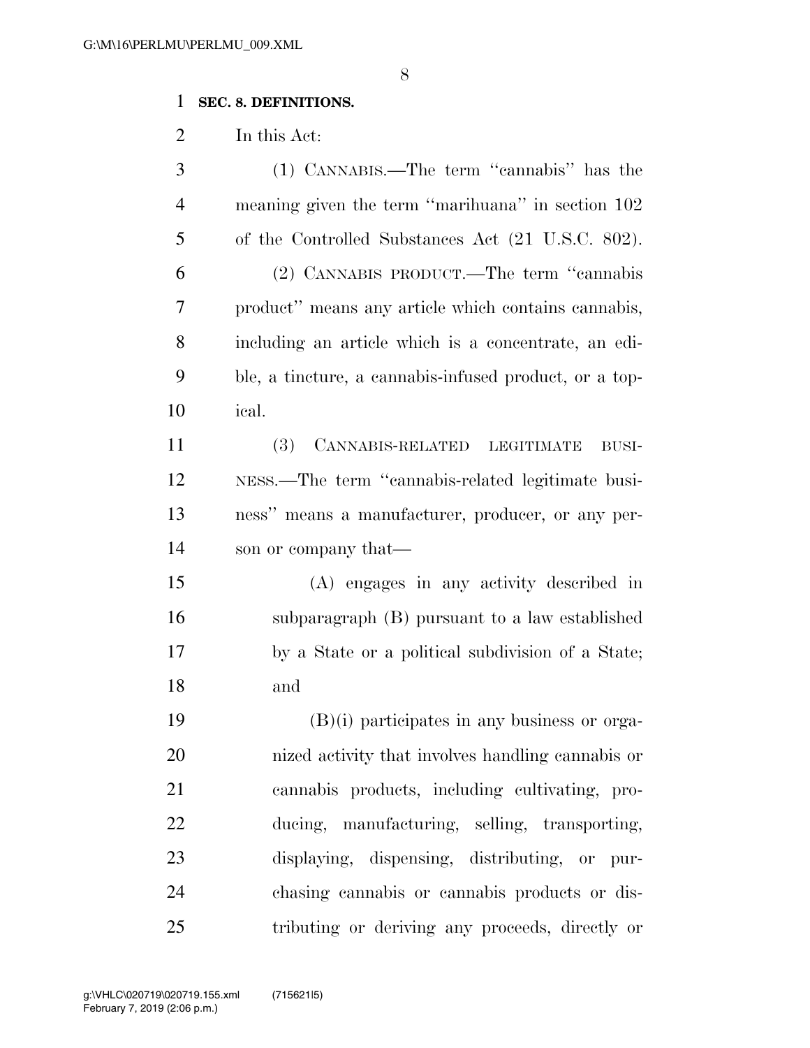**SEC. 8. DEFINITIONS.**

In this Act:

(1) CANNABIS.—The term "cannabis" has the meaning given the term "marihuana" in section 102 of the Controlled Substances Act (21 U.S.C. 802).

(2) CANNABIS PRODUCT.—The term "cannabis product" means any article which contains cannabis, including an article which is a concentrate, an edible, a tincture, a cannabis-infused product, or a topical.

(3) CANNABIS-RELATED LEGITIMATE BUSINESS.—The term "cannabis-related legitimate business" means a manufacturer, producer, or any person or company that—

(A) engages in any activity described in subparagraph (B) pursuant to a law established by a State or a political subdivision of a State; and

(B)(i) participates in any business or organized activity that involves handling cannabis or cannabis products, including cultivating, producing, manufacturing, selling, transporting, displaying, dispensing, distributing, or purchasing cannabis or cannabis products or distributing or deriving any proceeds, directly or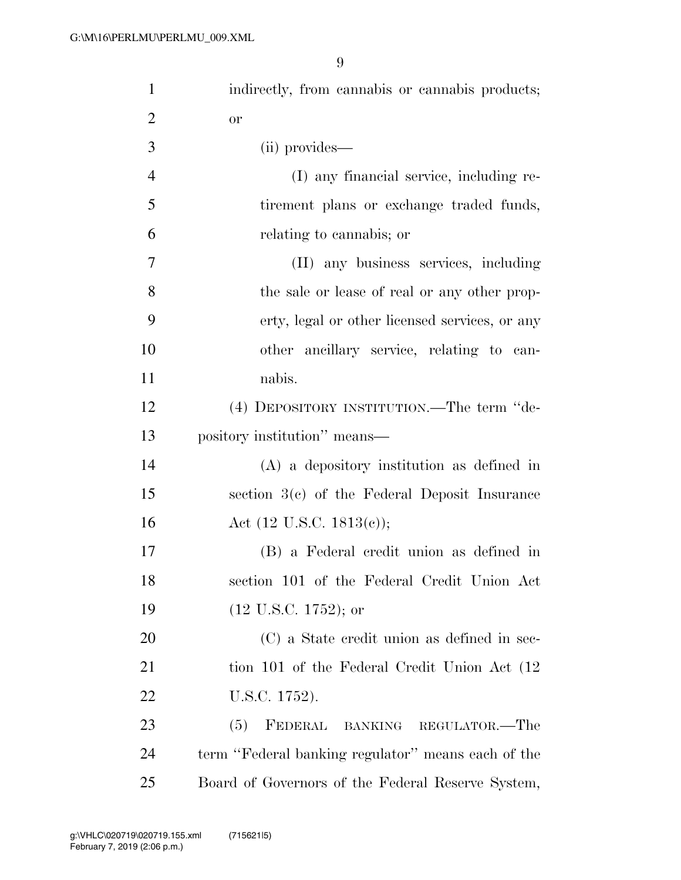indirectly, from cannabis or cannabis products; or

(ii) provides—

(I) any financial service, including retirement plans or exchange traded funds, relating to cannabis; or

(II) any business services, including the sale or lease of real or any other property, legal or other licensed services, or any other ancillary service, relating to cannabis.

(4) DEPOSITORY INSTITUTION.—The term ''depository institution'' means—

(A) a depository institution as defined in section 3(c) of the Federal Deposit Insurance Act (12 U.S.C. 1813(c));

(B) a Federal credit union as defined in section 101 of the Federal Credit Union Act (12 U.S.C. 1752); or

(C) a State credit union as defined in section 101 of the Federal Credit Union Act (12 U.S.C. 1752).

(5) FEDERAL BANKING REGULATOR.—The term ''Federal banking regulator'' means each of the Board of Governors of the Federal Reserve System,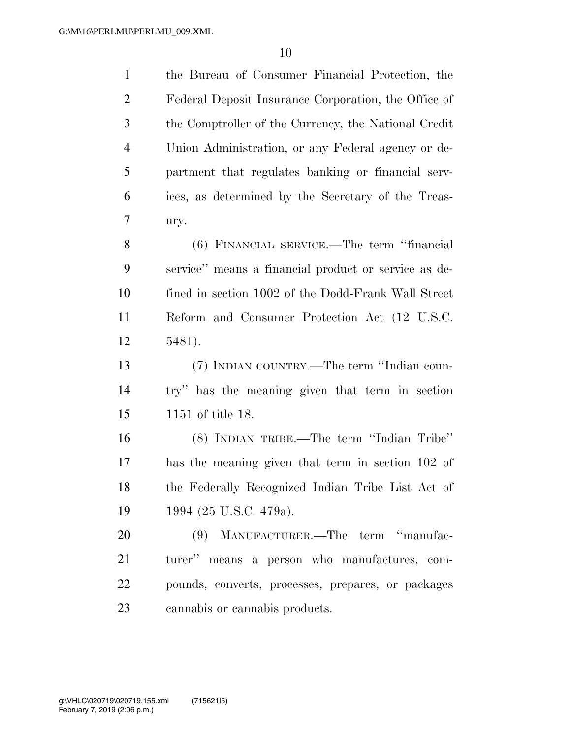the Bureau of Consumer Financial Protection, the Federal Deposit Insurance Corporation, the Office of the Comptroller of the Currency, the National Credit Union Administration, or any Federal agency or department that regulates banking or financial services, as determined by the Secretary of the Treasury.

(6) FINANCIAL SERVICE.—The term ''financial service'' means a financial product or service as defined in section 1002 of the Dodd-Frank Wall Street Reform and Consumer Protection Act (12 U.S.C. 5481).

(7) INDIAN COUNTRY.—The term ''Indian country'' has the meaning given that term in section 1151 of title 18.

(8) INDIAN TRIBE.—The term ''Indian Tribe'' has the meaning given that term in section 102 of the Federally Recognized Indian Tribe List Act of 1994 (25 U.S.C. 479a).

(9) MANUFACTURER.—The term ''manufacturer'' means a person who manufactures, compounds, converts, processes, prepares, or packages cannabis or cannabis products.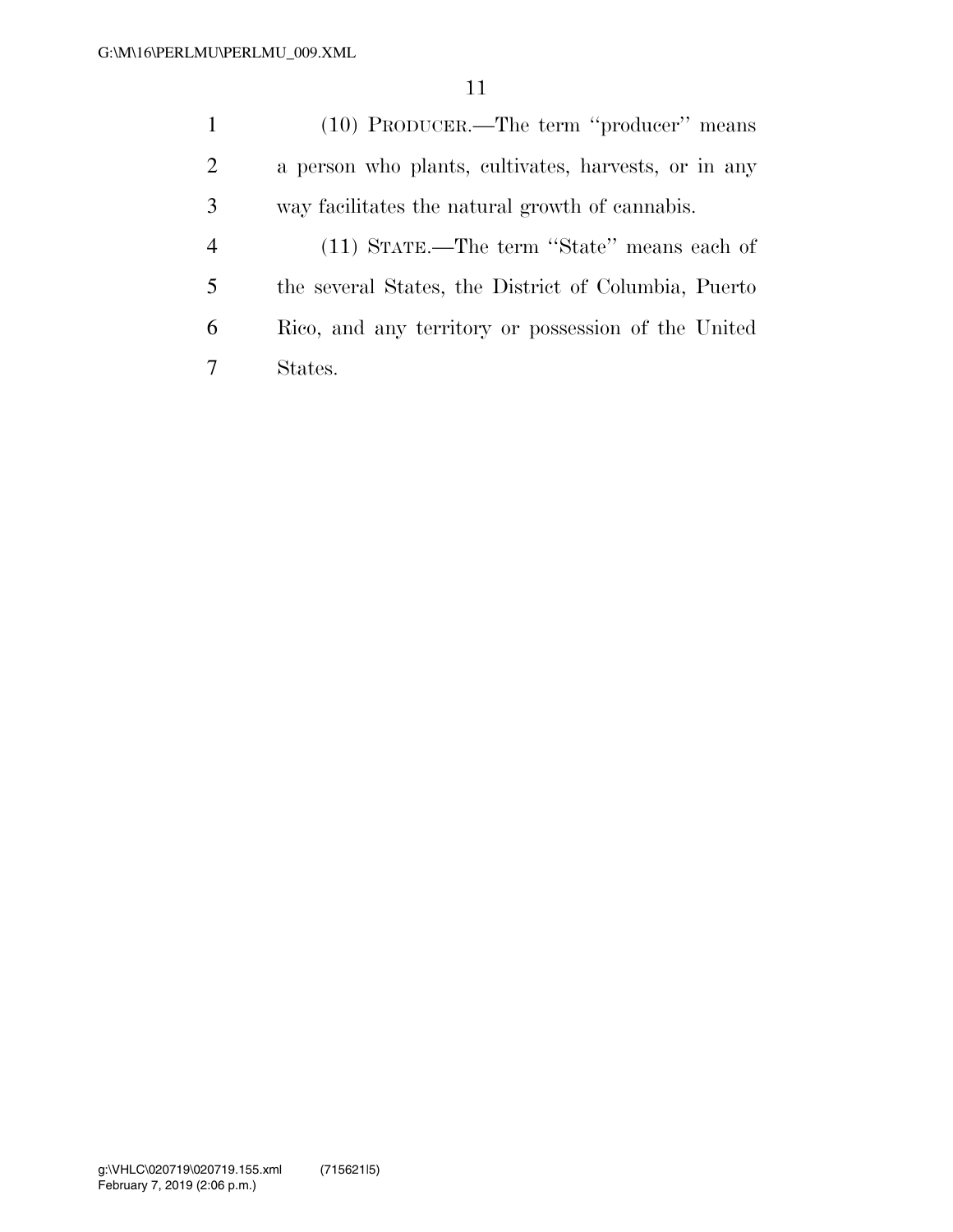(10) PRODUCER.—The term ''producer'' means a person who plants, cultivates, harvests, or in any way facilitates the natural growth of cannabis.

(11) STATE.—The term ''State'' means each of the several States, the District of Columbia, Puerto Rico, and any territory or possession of the United States.